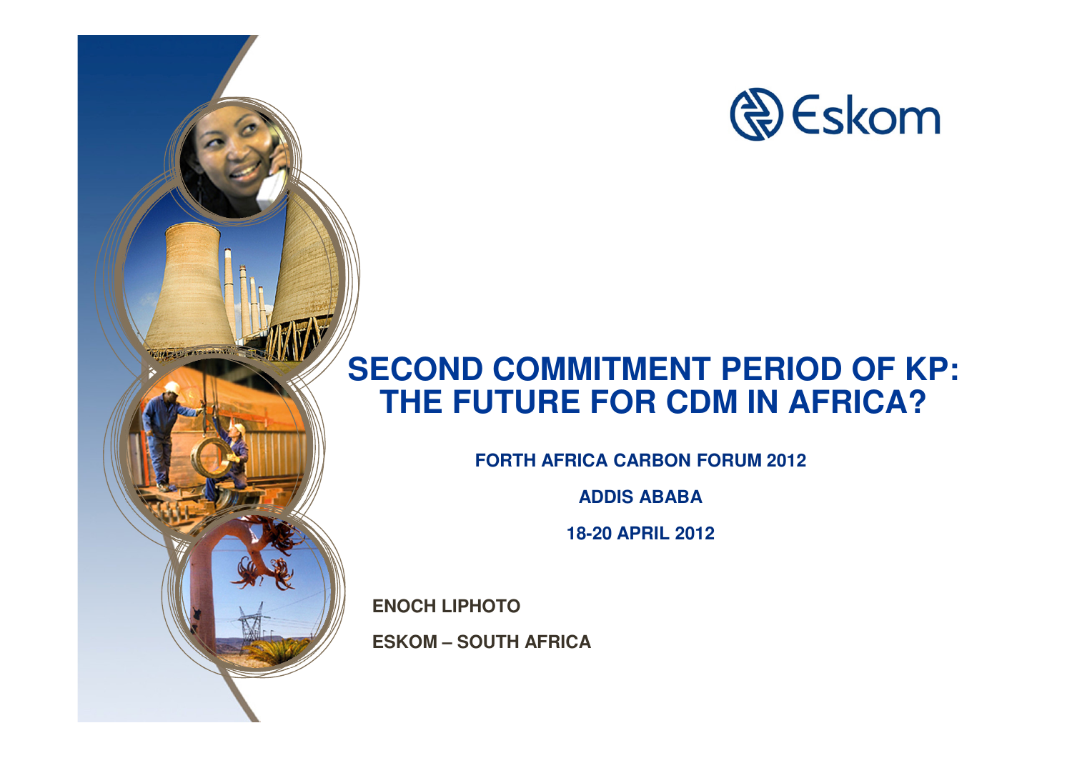Eskom

# SECOND COMMITMENT PERIOD OF KP: THE FUTURE FOR CDM IN AFRICA?

**FORTH AFRICA CARBON FORUM 2012**

**ADDIS ABABA**

**18-20 APRIL 2012**

**ENOCH LIPHOTO**

**ESKOM – SOUTH AFRICA**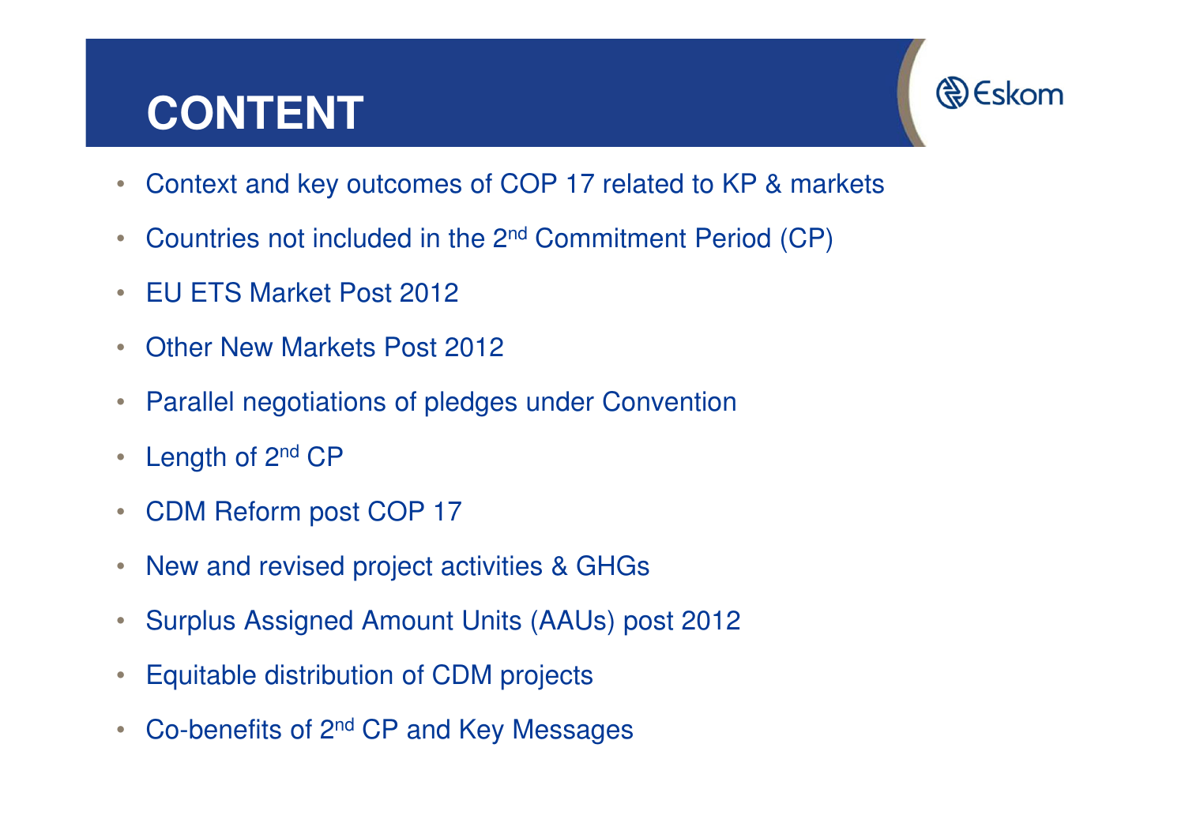# CONTENT

- Context and key outcomes of COP 17 related to KP & markets
- Countries not included in the 2nd Commitment Period (CP)
- EU ETS Market Post 2012
- Other New Markets Post 2012
- Parallel negotiations of pledges under Convention
- Length of 2nd CP
- CDM Reform post COP 17
- New and revised project activities & GHGs
- Surplus Assigned Amount Units (AAUs) post 2012
- Equitable distribution of CDM projects
- Co-benefits of 2nd CP and Key Messages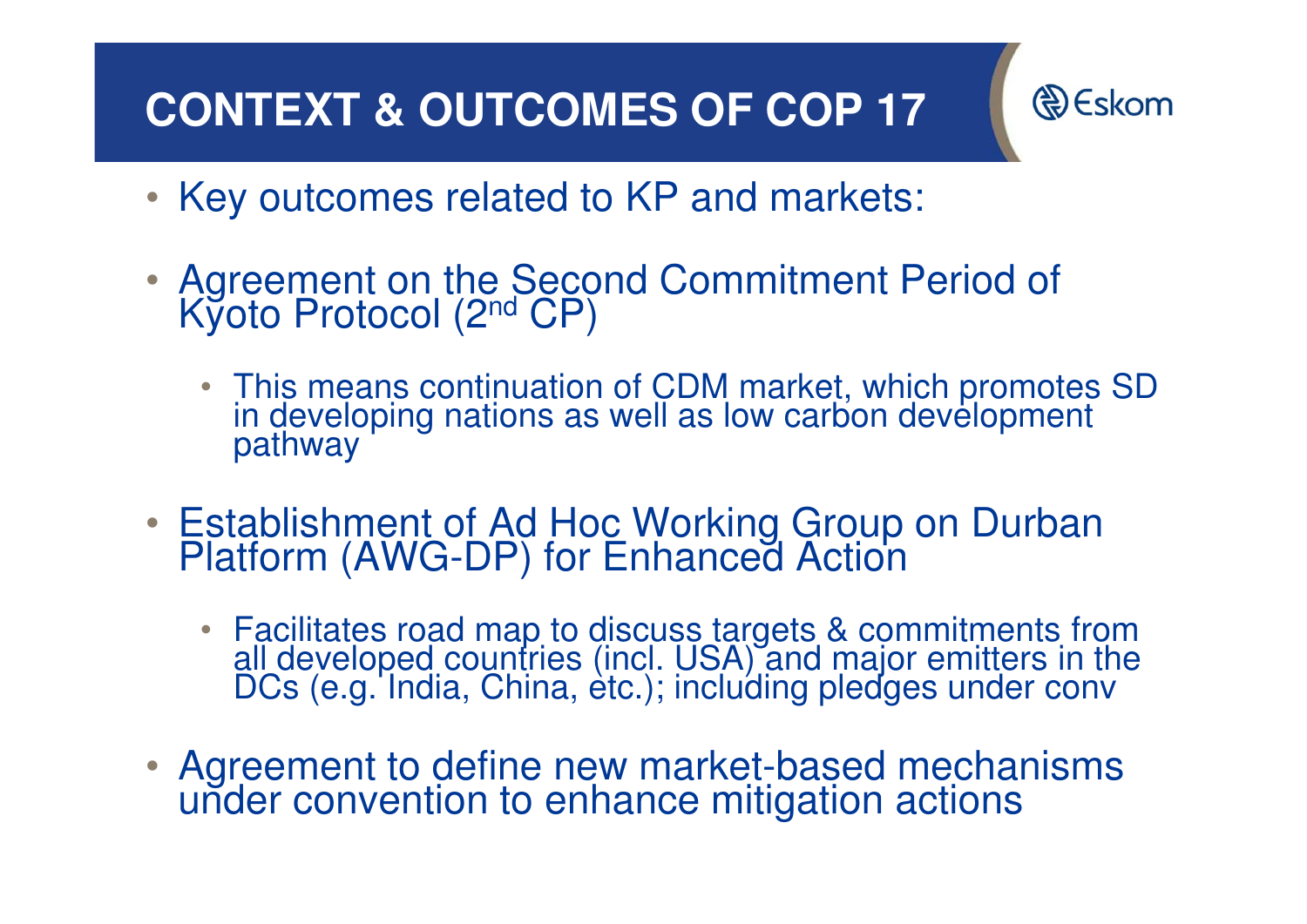# CONTEXT & OUTCOMES OF COP 17

- Key outcomes related to KP and markets:
- Agreement on the Second Commitment Period of Kyoto Protocol (2nd CP)
  - This means continuation of CDM market, which promotes SD in developing nations as well as low carbon development pathway
- Establishment of Ad Hoc Working Group on Durban Platform (AWG-DP) for Enhanced Action
  - Facilitates road map to discuss targets & commitments from all developed countries (incl. USA) and major emitters in the DCs (e.g. India, China, etc.); including pledges under conv
- Agreement to define new market-based mechanisms under convention to enhance mitigation actions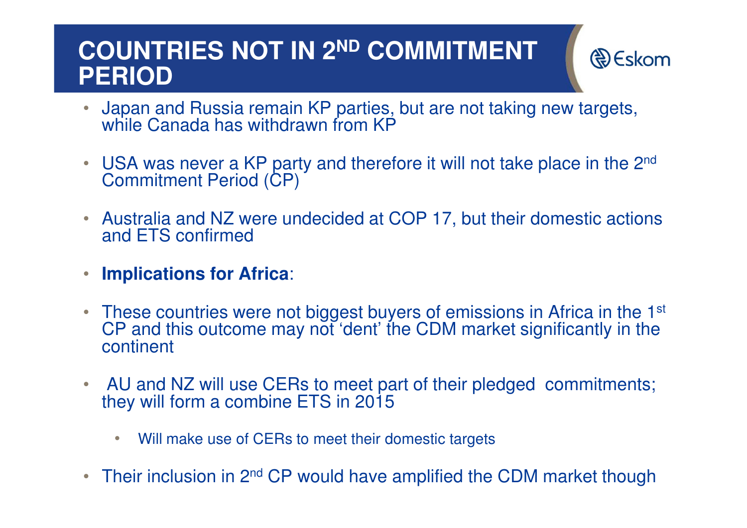# COUNTRIES NOT IN 2ND COMMITMENT PERIOD

- Japan and Russia remain KP parties, but are not taking new targets, while Canada has withdrawn from KP
- USA was never a KP party and therefore it will not take place in the 2nd Commitment Period (CP)
- Australia and NZ were undecided at COP 17, but their domestic actions and ETS confirmed
- **Implications for Africa**:
- These countries were not biggest buyers of emissions in Africa in the 1st CP and this outcome may not ‘dent’ the CDM market significantly in the continent
- AU and NZ will use CERs to meet part of their pledged commitments; they will form a combine ETS in 2015
  - Will make use of CERs to meet their domestic targets
- Their inclusion in 2nd CP would have amplified the CDM market though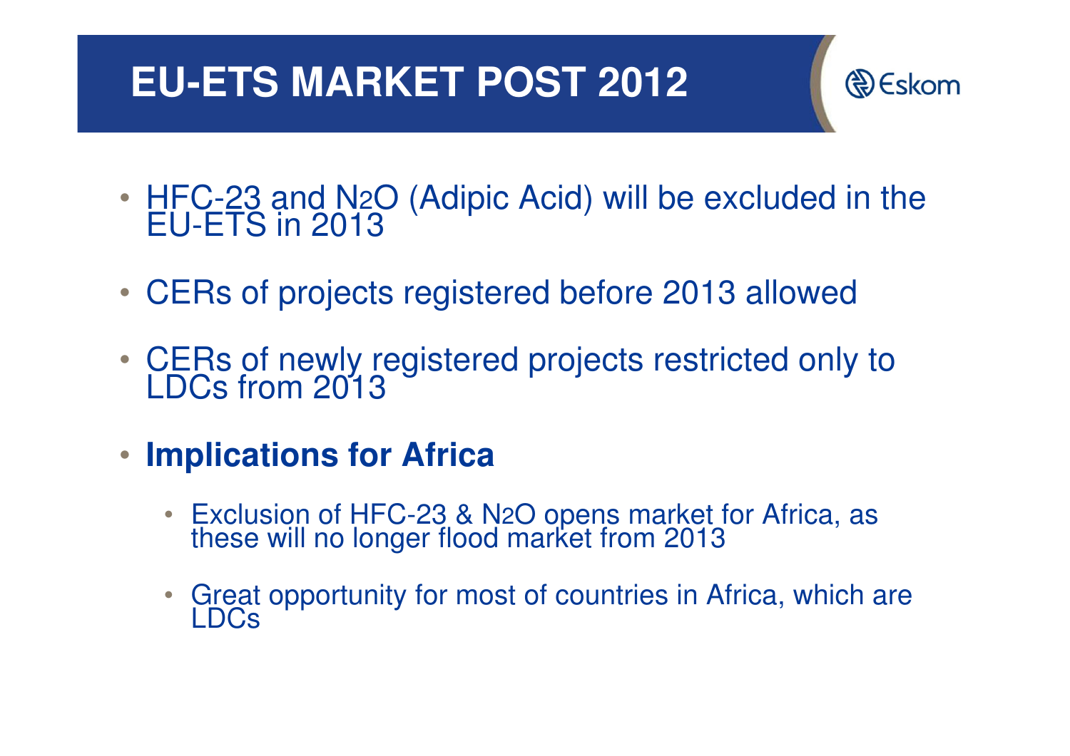# EU-ETS MARKET POST 2012

- HFC-23 and $N_2O$ (Adipic Acid) will be excluded in the EU-ETS in 2013
- CERs of projects registered before 2013 allowed
- CERs of newly registered projects restricted only to LDCs from 2013
- **Implications for Africa**
  - Exclusion of HFC-23 & $N_2O$ opens market for Africa, as these will no longer flood market from 2013
  - Great opportunity for most of countries in Africa, which are LDCs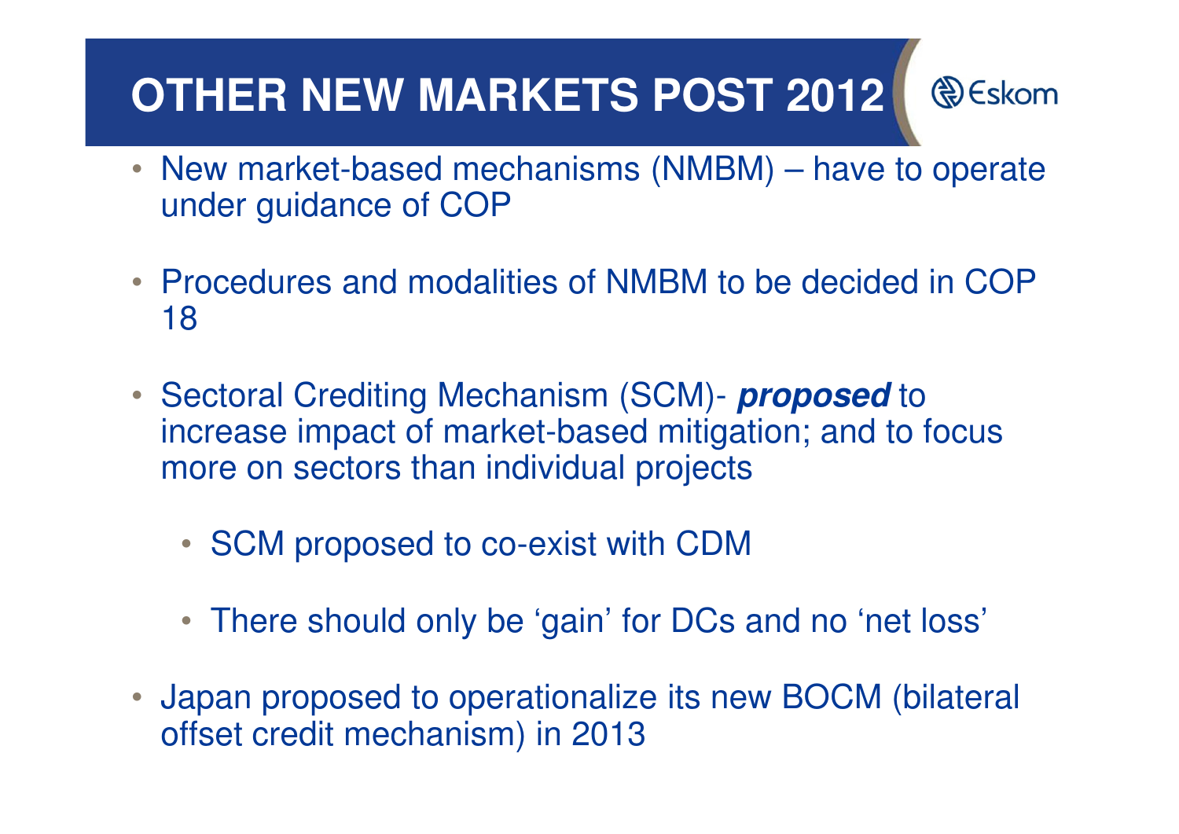# OTHER NEW MARKETS POST 2012

- New market-based mechanisms (NMBM) – have to operate under guidance of COP
- Procedures and modalities of NMBM to be decided in COP 18
- Sectoral Crediting Mechanism (SCM)- ***proposed*** to increase impact of market-based mitigation; and to focus more on sectors than individual projects
  - SCM proposed to co-exist with CDM
  - There should only be 'gain' for DCs and no 'net loss'
- Japan proposed to operationalize its new BOCM (bilateral offset credit mechanism) in 2013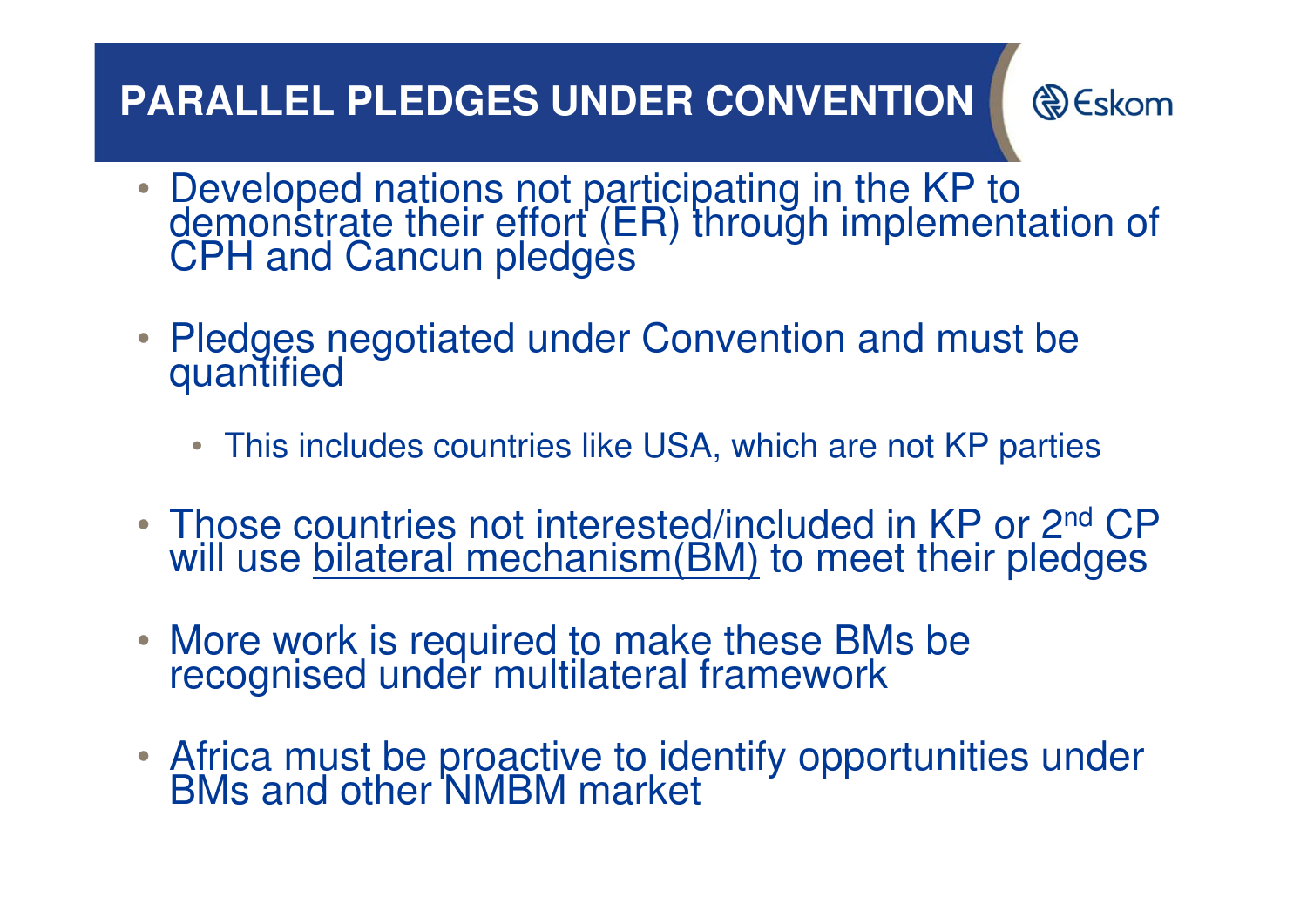# PARALLEL PLEDGES UNDER CONVENTION

- Developed nations not participating in the KP to demonstrate their effort (ER) through implementation of CPH and Cancun pledges
- Pledges negotiated under Convention and must be quantified
  - This includes countries like USA, which are not KP parties
- Those countries not interested/included in KP or 2nd CP will use bilateral mechanism(BM) to meet their pledges
- More work is required to make these BMs be recognised under multilateral framework
- Africa must be proactive to identify opportunities under BMs and other NMBM market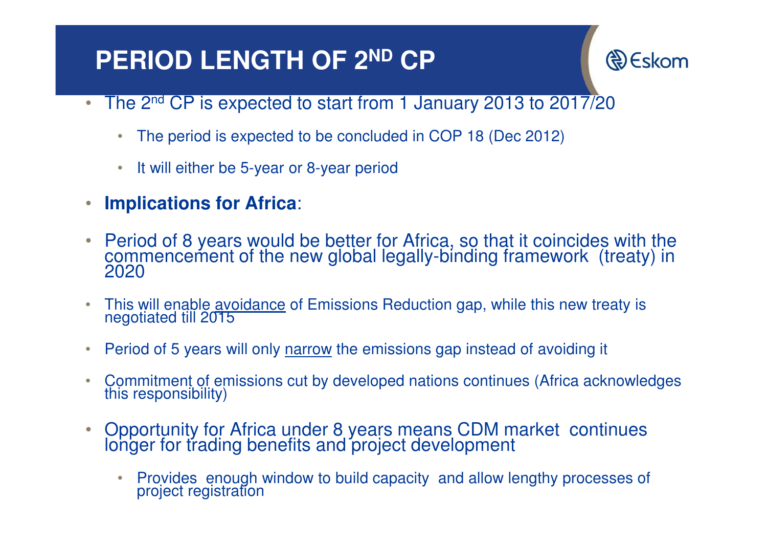# PERIOD LENGTH OF 2ND CP

- The 2nd CP is expected to start from 1 January 2013 to 2017/20
  - The period is expected to be concluded in COP 18 (Dec 2012)
  - It will either be 5-year or 8-year period
- **Implications for Africa**:
- Period of 8 years would be better for Africa, so that it coincides with the commencement of the new global legally-binding framework (treaty) in 2020
- This will enable avoidance of Emissions Reduction gap, while this new treaty is negotiated till 2015
- Period of 5 years will only narrow the emissions gap instead of avoiding it
- Commitment of emissions cut by developed nations continues (Africa acknowledges this responsibility)
- Opportunity for Africa under 8 years means CDM market continues longer for trading benefits and project development
  - Provides enough window to build capacity and allow lengthy processes of project registration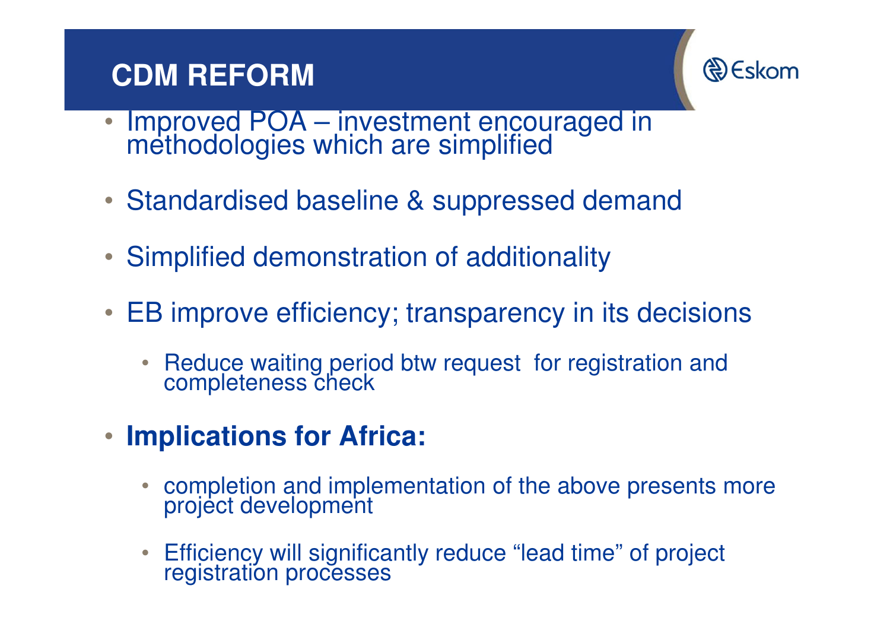# CDM REFORM

- Improved POA – investment encouraged in methodologies which are simplified
- Standardised baseline & suppressed demand
- Simplified demonstration of additionality
- EB improve efficiency; transparency in its decisions
  - Reduce waiting period btw request  for registration and completeness check
- **Implications for Africa:**
  - completion and implementation of the above presents more project development
  - Efficiency will significantly reduce “lead time” of project registration processes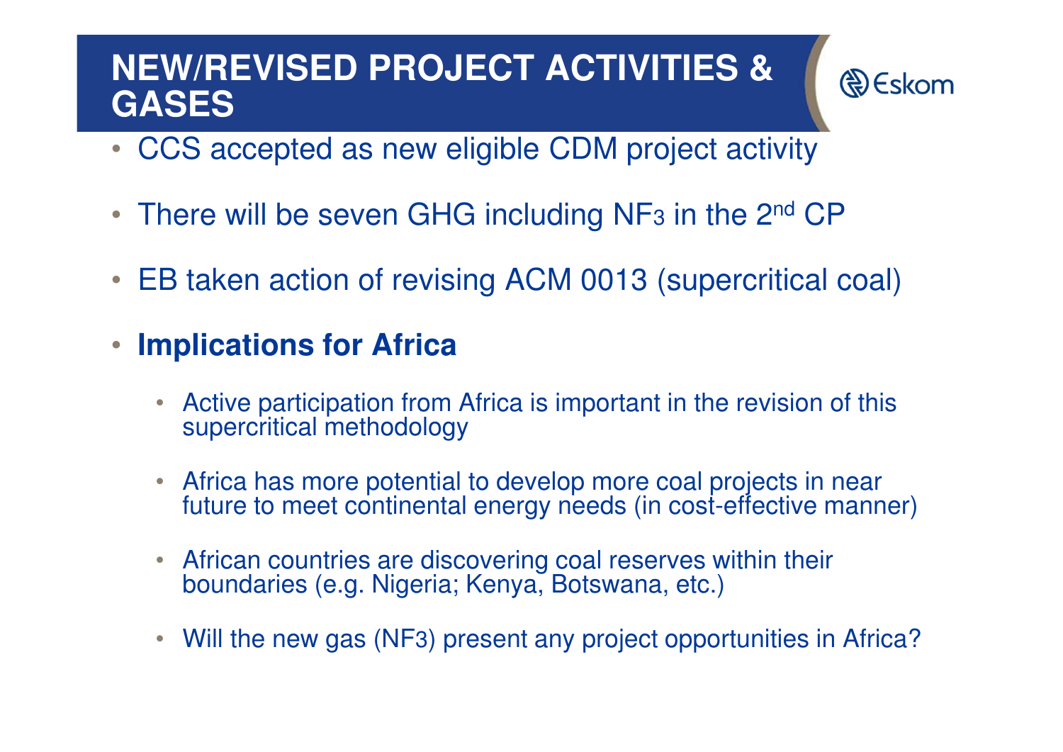# NEW/REVISED PROJECT ACTIVITIES & GASES

- CCS accepted as new eligible CDM project activity
- There will be seven GHG including $NF_3$ in the 2nd CP
- EB taken action of revising ACM 0013 (supercritical coal)
- **Implications for Africa**
  - Active participation from Africa is important in the revision of this supercritical methodology
  - Africa has more potential to develop more coal projects in near future to meet continental energy needs (in cost-effective manner)
  - African countries are discovering coal reserves within their boundaries (e.g. Nigeria; Kenya, Botswana, etc.)
  - Will the new gas ($NF_3$) present any project opportunities in Africa?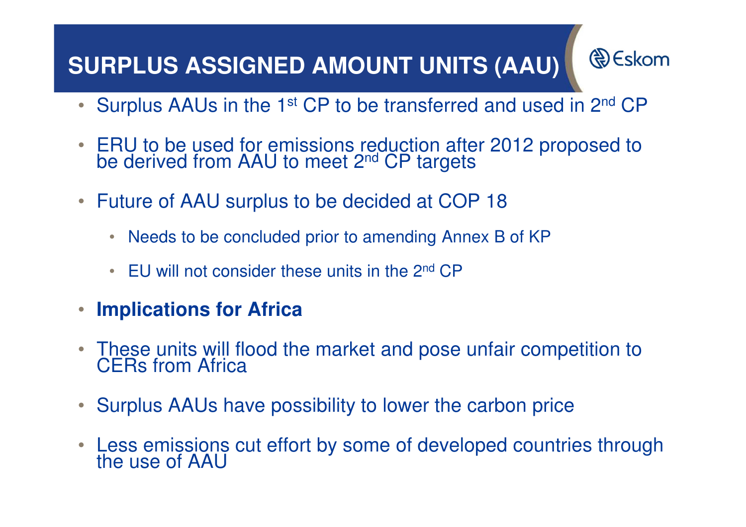# SURPLUS ASSIGNED AMOUNT UNITS (AAU)

- Surplus AAUs in the 1st CP to be transferred and used in 2nd CP
- ERU to be used for emissions reduction after 2012 proposed to be derived from AAU to meet 2nd CP targets
- Future of AAU surplus to be decided at COP 18
  - Needs to be concluded prior to amending Annex B of KP
  - EU will not consider these units in the 2nd CP
- **Implications for Africa**
- These units will flood the market and pose unfair competition to CERs from Africa
- Surplus AAUs have possibility to lower the carbon price
- Less emissions cut effort by some of developed countries through the use of AAU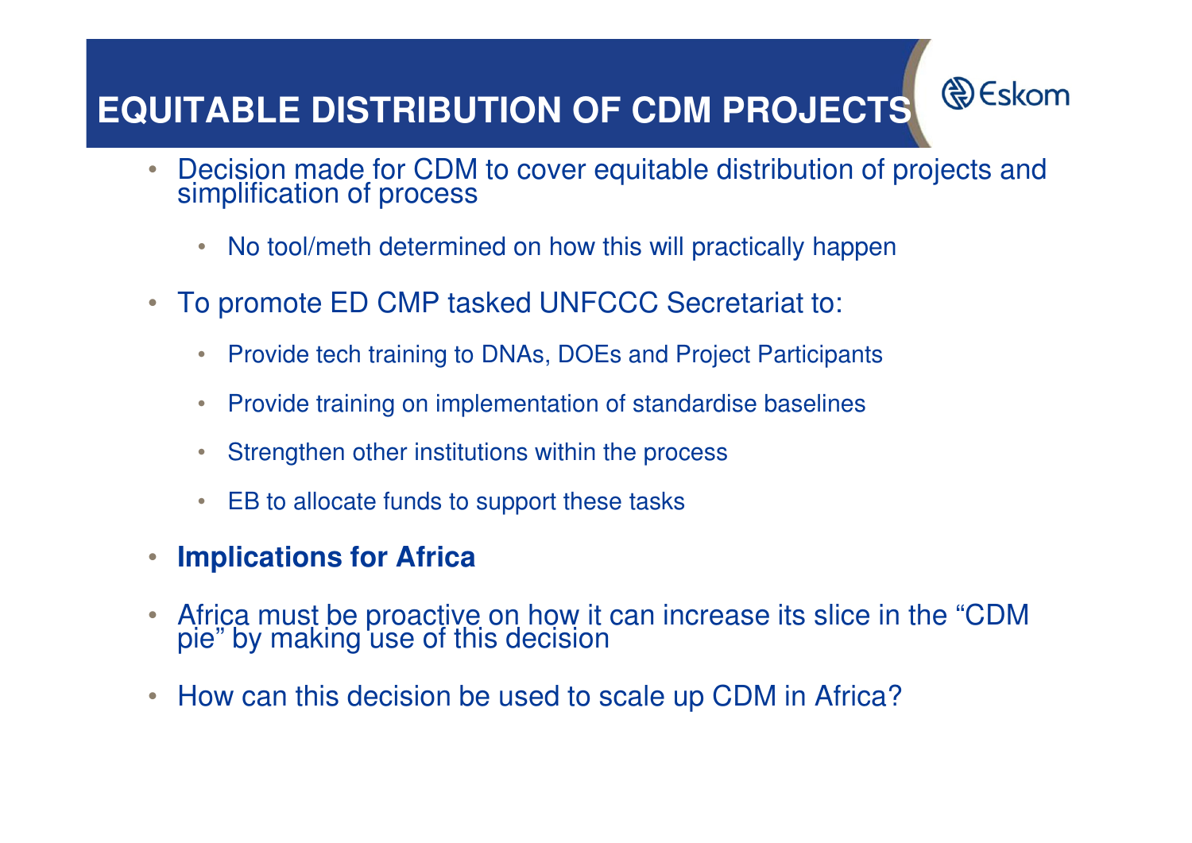# EQUITABLE DISTRIBUTION OF CDM PROJECTS

- Decision made for CDM to cover equitable distribution of projects and simplification of process
  - No tool/meth determined on how this will practically happen
- To promote ED CMP tasked UNFCCC Secretariat to:
  - Provide tech training to DNAs, DOEs and Project Participants
  - Provide training on implementation of standardise baselines
  - Strengthen other institutions within the process
  - EB to allocate funds to support these tasks
- **Implications for Africa**
- Africa must be proactive on how it can increase its slice in the “CDM pie” by making use of this decision
- How can this decision be used to scale up CDM in Africa?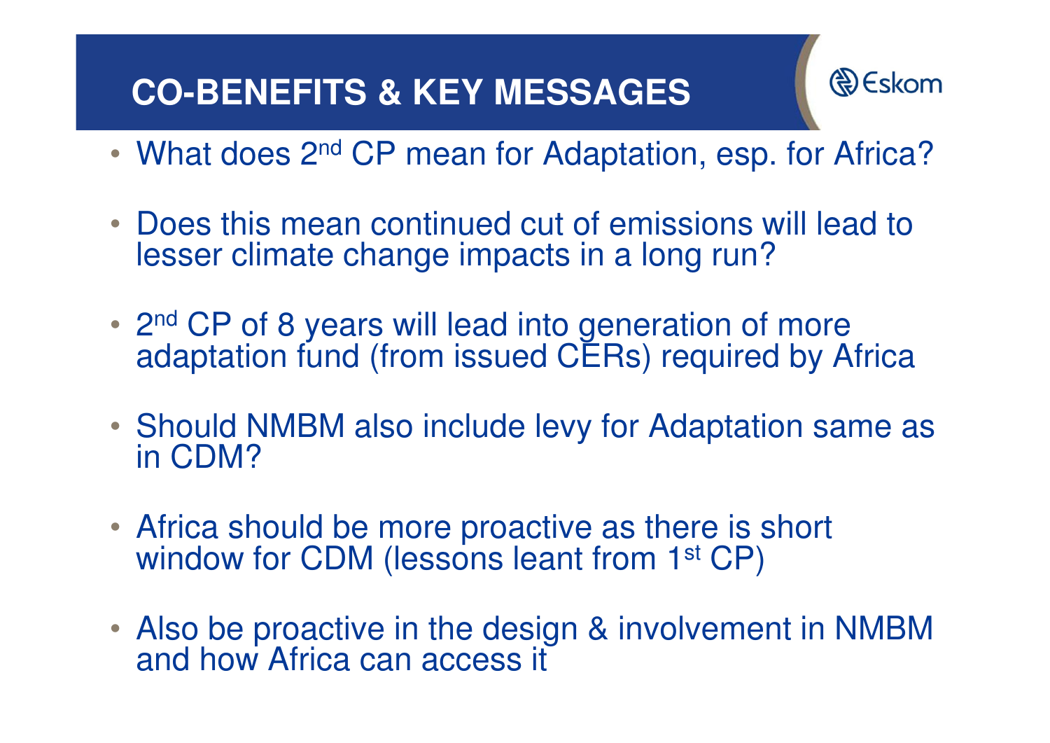# CO-BENEFITS & KEY MESSAGES

- What does 2nd CP mean for Adaptation, esp. for Africa?
- Does this mean continued cut of emissions will lead to lesser climate change impacts in a long run?
- 2nd CP of 8 years will lead into generation of more adaptation fund (from issued CERs) required by Africa
- Should NMBM also include levy for Adaptation same as in CDM?
- Africa should be more proactive as there is short window for CDM (lessons leant from 1st CP)
- Also be proactive in the design & involvement in NMBM and how Africa can access it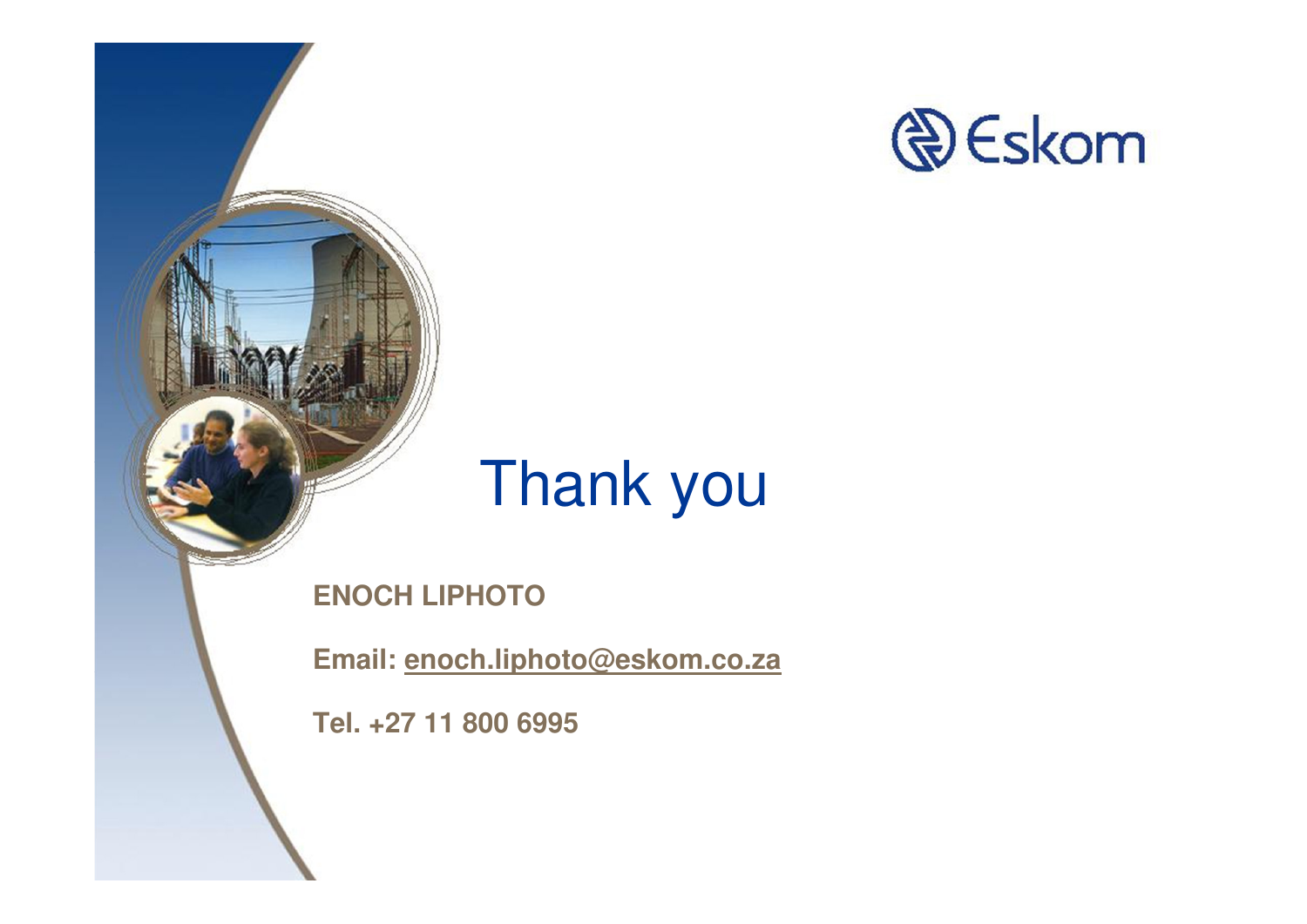Eskom

# Thank you

**ENOCH LIPHOTO**

**Email: enoch.liphoto@eskom.co.za**

**Tel. +27 11 800 6995**